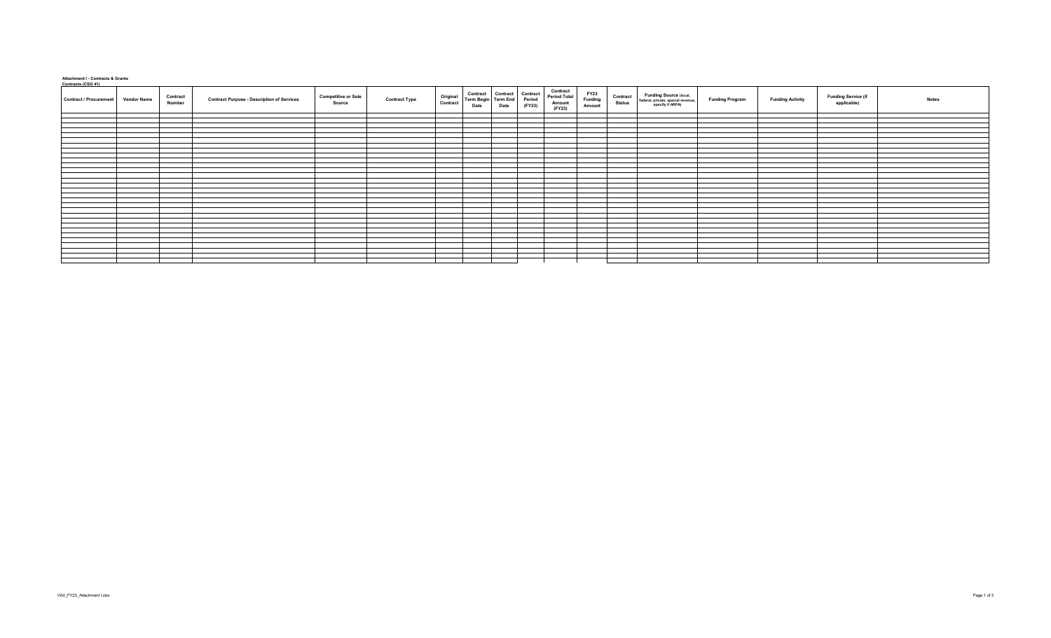**Attachment I - Contracts & Grants**

**Contracts (CSG 41)**

| Contract / Procurement | Vendor Name | Contract Number | Contract Purpose - Description of Services | Competitive or Sole Source | Contract Type | Original Contract | Contract Term Begin Date | Contract Term End Date | Contract Period (FY23) | Contract Period Total Amount (FY23) | FY23 Funding Amount | Contract Status | Funding Source (local, federal, private, special revenue, specify if ARPA) | Funding Program | Funding Activity | Funding Service (if applicable) | Notes |
|---|---|---|---|---|---|---|---|---|---|---|---|---|---|---|---|---|---|
| | | | | | | | | | | | | | | | | | |
| | | | | | | | | | | | | | | | | | |
| | | | | | | | | | | | | | | | | | |
| | | | | | | | | | | | | | | | | | |
| | | | | | | | | | | | | | | | | | |
| | | | | | | | | | | | | | | | | | |
| | | | | | | | | | | | | | | | | | |
| | | | | | | | | | | | | | | | | | |
| | | | | | | | | | | | | | | | | | |
| | | | | | | | | | | | | | | | | | |
| | | | | | | | | | | | | | | | | | |
| | | | | | | | | | | | | | | | | | |
| | | | | | | | | | | | | | | | | | |
| | | | | | | | | | | | | | | | | | |
| | | | | | | | | | | | | | | | | | |
| | | | | | | | | | | | | | | | | | |
| | | | | | | | | | | | | | | | | | |
| | | | | | | | | | | | | | | | | | |
| | | | | | | | | | | | | | | | | | |
| | | | | | | | | | | | | | | | | | |
| | | | | | | | | | | | | | | | | | |
| | | | | | | | | | | | | | | | | | |
| | | | | | | | | | | | | | | | | | |
| | | | | | | | | | | | | | | | | | |
| | | | | | | | | | | | | | | | | | |
| | | | | | | | | | | | | | | | | | |
| | | | | | | | | | | | | | | | | | |
| | | | | | | | | | | | | | | | | | |
| | | | | | | | | | | | | | | | | | |
| | | | | | | | | | | | | | | | | | |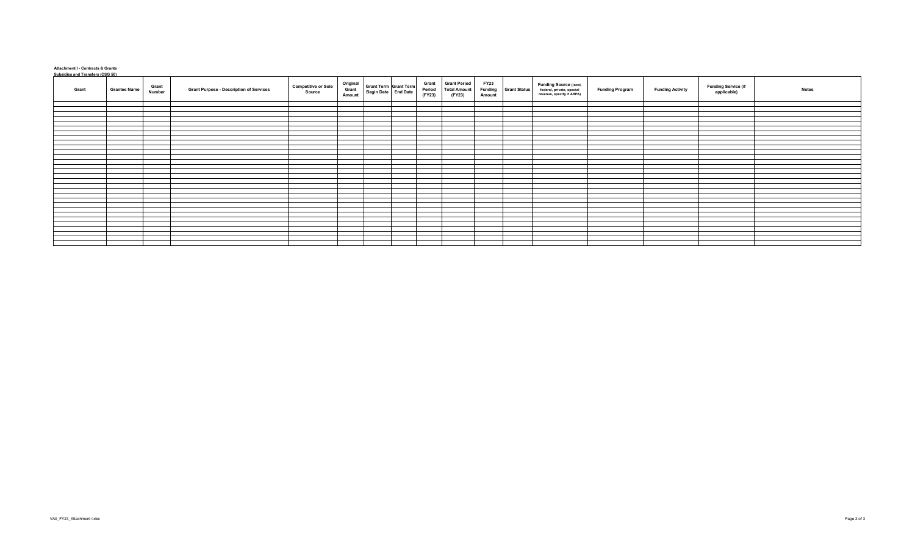**Attachment I - Contracts & Grants**

**Subsidies and Transfers (CSG 50)**

| Grant | Grantee Name | Grant Number | Grant Purpose - Description of Services | Competitive or Sole Source | Original Grant Amount | Grant Term Begin Date | Grant Term End Date | Grant Period (FY23) | Grant Period Total Amount (FY23) | FY23 Funding Amount | Grant Status | Funding Source (local, federal, private, special revenue, specify if ARPA) | Funding Program | Funding Activity | Funding Service (if applicable) | Notes |
|---|---|---|---|---|---|---|---|---|---|---|---|---|---|---|---|---|
| | | | | | | | | | | | | | | | | |
| | | | | | | | | | | | | | | | | |
| | | | | | | | | | | | | | | | | |
| | | | | | | | | | | | | | | | | |
| | | | | | | | | | | | | | | | | |
| | | | | | | | | | | | | | | | | |
| | | | | | | | | | | | | | | | | |
| | | | | | | | | | | | | | | | | |
| | | | | | | | | | | | | | | | | |
| | | | | | | | | | | | | | | | | |
| | | | | | | | | | | | | | | | | |
| | | | | | | | | | | | | | | | | |
| | | | | | | | | | | | | | | | | |
| | | | | | | | | | | | | | | | | |
| | | | | | | | | | | | | | | | | |
| | | | | | | | | | | | | | | | | |
| | | | | | | | | | | | | | | | | |
| | | | | | | | | | | | | | | | | |
| | | | | | | | | | | | | | | | | |
| | | | | | | | | | | | | | | | | |
| | | | | | | | | | | | | | | | | |
| | | | | | | | | | | | | | | | | |
| | | | | | | | | | | | | | | | | |
| | | | | | | | | | | | | | | | | |
| | | | | | | | | | | | | | | | | |
| | | | | | | | | | | | | | | | | |
| | | | | | | | | | | | | | | | | |
| | | | | | | | | | | | | | | | | |
| | | | | | | | | | | | | | | | | |
| | | | | | | | | | | | | | | | | |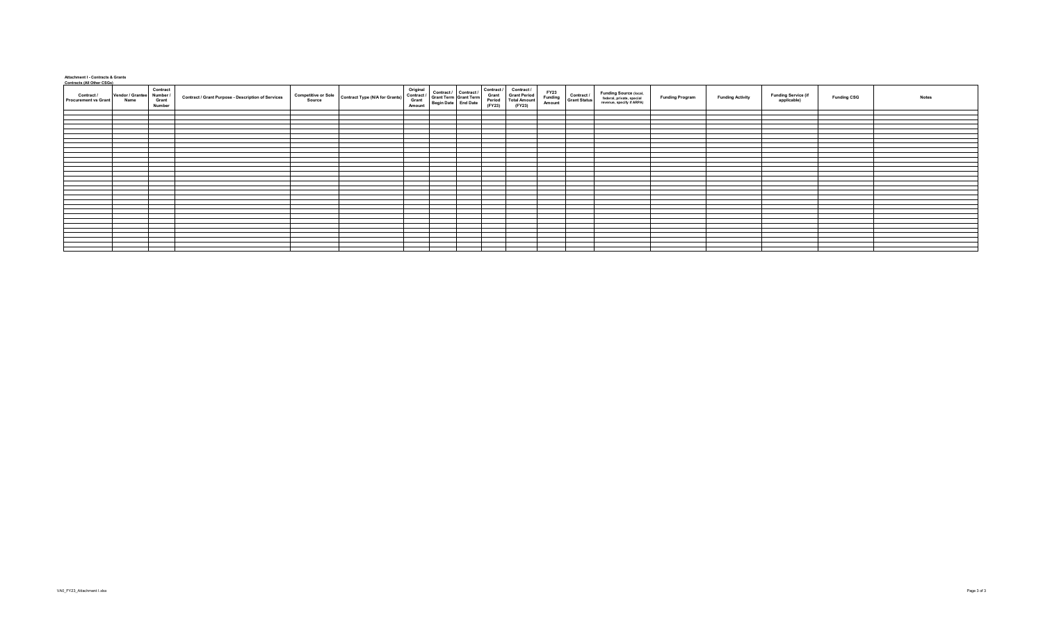**Attachment I - Contracts & Grants**

**Contracts (All Other CSGs)**

| Contract / Procurement vs Grant | Vendor / Grantee Name | Contract Number / Grant Number | Contract / Grant Purpose - Description of Services | Competitive or Sole Source | Contract Type (N/A for Grants) | Original Contract / Grant Amount | Contract / Grant Term Begin Date | Contract / Grant Term End Date | Contract / Grant Period (FY23) | Contract / Grant Period Total Amount (FY23) | FY23 Funding Amount | Contract / Grant Status | Funding Source (local, federal, private, special revenue, specify if ARPA) | Funding Program | Funding Activity | Funding Service (if applicable) | Funding CSG | Notes |
|---|---|---|---|---|---|---|---|---|---|---|---|---|---|---|---|---|---|---|
| | | | | | | | | | | | | | | | | | | |